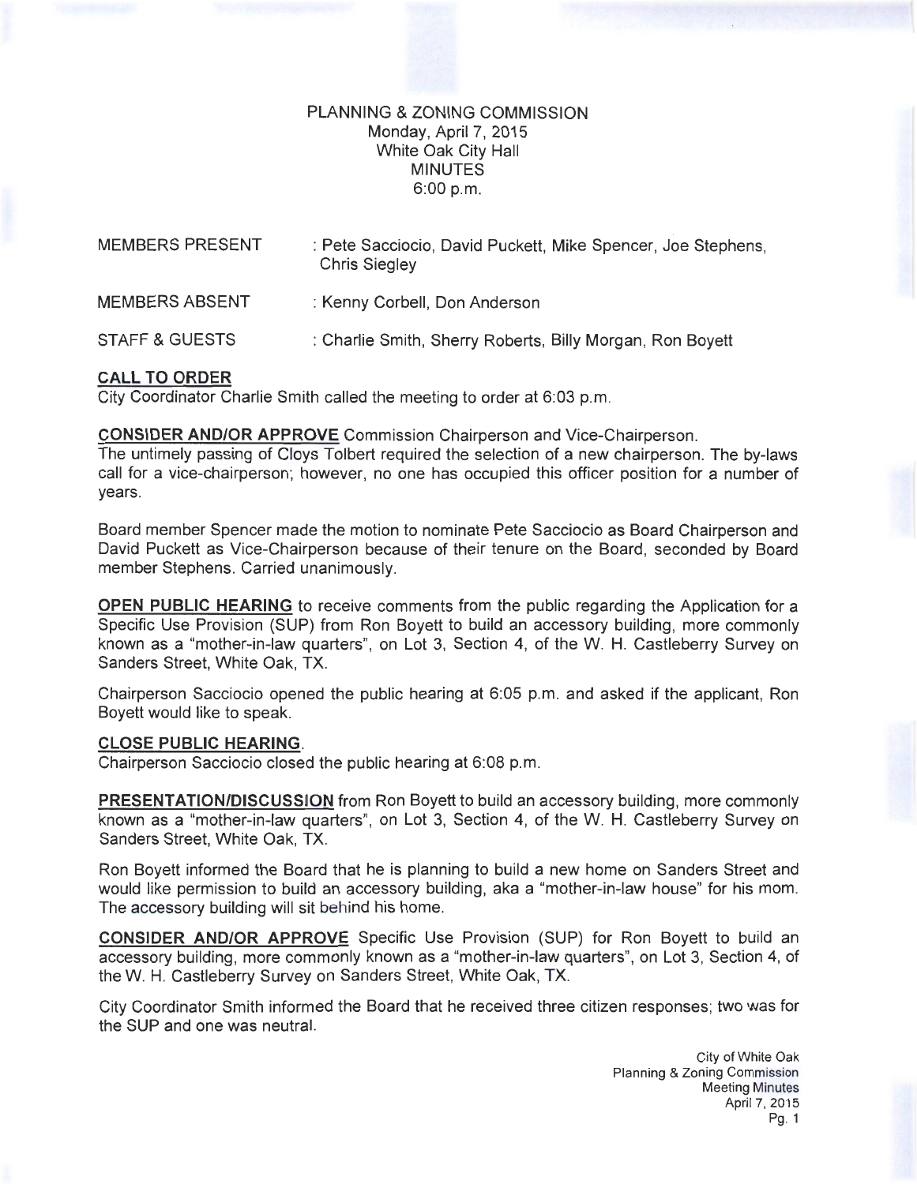PLANNING & ZONING COMMISSION
Monday, April 7, 2015
White Oak City Hall
MINUTES
6:00 p.m.

MEMBERS PRESENT : Pete Sacciocio, David Puckett, Mike Spencer, Joe Stephens, Chris Siegley

MEMBERS ABSENT : Kenny Corbell, Don Anderson

STAFF & GUESTS : Charlie Smith, Sherry Roberts, Billy Morgan, Ron Boyett

**CALL TO ORDER**
City Coordinator Charlie Smith called the meeting to order at 6:03 p.m.

**CONSIDER AND/OR APPROVE** Commission Chairperson and Vice-Chairperson.
The untimely passing of Cloys Tolbert required the selection of a new chairperson. The by-laws call for a vice-chairperson; however, no one has occupied this officer position for a number of years.

Board member Spencer made the motion to nominate Pete Sacciocio as Board Chairperson and David Puckett as Vice-Chairperson because of their tenure on the Board, seconded by Board member Stephens. Carried unanimously.

**OPEN PUBLIC HEARING** to receive comments from the public regarding the Application for a Specific Use Provision (SUP) from Ron Boyett to build an accessory building, more commonly known as a "mother-in-law quarters", on Lot 3, Section 4, of the W. H. Castleberry Survey on Sanders Street, White Oak, TX.

Chairperson Sacciocio opened the public hearing at 6:05 p.m. and asked if the applicant, Ron Boyett would like to speak.

**CLOSE PUBLIC HEARING**.
Chairperson Sacciocio closed the public hearing at 6:08 p.m.

**PRESENTATION/DISCUSSION** from Ron Boyett to build an accessory building, more commonly known as a "mother-in-law quarters", on Lot 3, Section 4, of the W. H. Castleberry Survey on Sanders Street, White Oak, TX.

Ron Boyett informed the Board that he is planning to build a new home on Sanders Street and would like permission to build an accessory building, aka a "mother-in-law house" for his mom. The accessory building will sit behind his home.

**CONSIDER AND/OR APPROVE** Specific Use Provision (SUP) for Ron Boyett to build an accessory building, more commonly known as a "mother-in-law quarters", on Lot 3, Section 4, of the W. H. Castleberry Survey on Sanders Street, White Oak, TX.

City Coordinator Smith informed the Board that he received three citizen responses; two was for the SUP and one was neutral.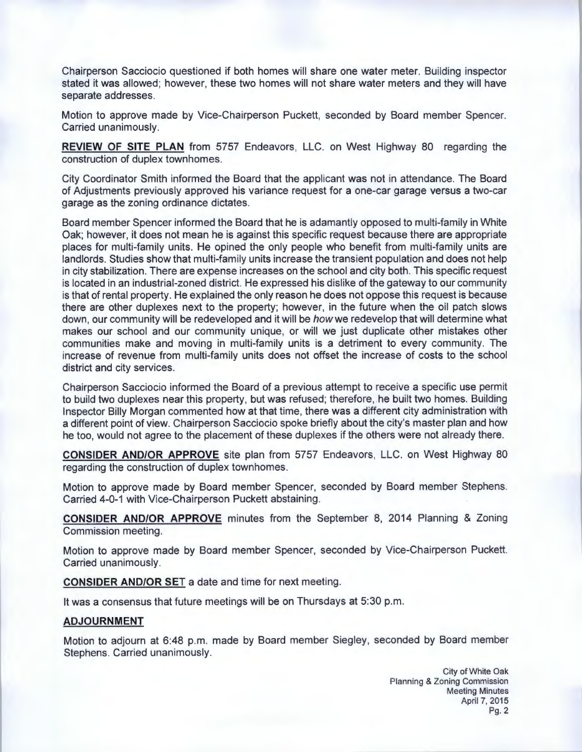Chairperson Sacciocio questioned if both homes will share one water meter. Building inspector stated it was allowed; however, these two homes will not share water meters and they will have separate addresses.

Motion to approve made by Vice-Chairperson Puckett, seconded by Board member Spencer. Carried unanimously.

**REVIEW OF SITE PLAN** from 5757 Endeavors, LLC. on West Highway 80 regarding the construction of duplex townhomes.

City Coordinator Smith informed the Board that the applicant was not in attendance. The Board of Adjustments previously approved his variance request for a one-car garage versus a two-car garage as the zoning ordinance dictates.

Board member Spencer informed the Board that he is adamantly opposed to multi-family in White Oak; however, it does not mean he is against this specific request because there are appropriate places for multi-family units. He opined the only people who benefit from multi-family units are landlords. Studies show that multi-family units increase the transient population and does not help in city stabilization. There are expense increases on the school and city both. This specific request is located in an industrial-zoned district. He expressed his dislike of the gateway to our community is that of rental property. He explained the only reason he does not oppose this request is because there are other duplexes next to the property; however, in the future when the oil patch slows down, our community will be redeveloped and it will be *how* we redevelop that will determine what makes our school and our community unique, or will we just duplicate other mistakes other communities make and moving in multi-family units is a detriment to every community. The increase of revenue from multi-family units does not offset the increase of costs to the school district and city services.

Chairperson Sacciocio informed the Board of a previous attempt to receive a specific use permit to build two duplexes near this property, but was refused; therefore, he built two homes. Building Inspector Billy Morgan commented how at that time, there was a different city administration with a different point of view. Chairperson Sacciocio spoke briefly about the city's master plan and how he too, would not agree to the placement of these duplexes if the others were not already there.

**CONSIDER AND/OR APPROVE** site plan from 5757 Endeavors, LLC. on West Highway 80 regarding the construction of duplex townhomes.

Motion to approve made by Board member Spencer, seconded by Board member Stephens. Carried 4-0-1 with Vice-Chairperson Puckett abstaining.

**CONSIDER AND/OR APPROVE** minutes from the September 8, 2014 Planning & Zoning Commission meeting.

Motion to approve made by Board member Spencer, seconded by Vice-Chairperson Puckett. Carried unanimously.

**CONSIDER AND/OR SET** a date and time for next meeting.

It was a consensus that future meetings will be on Thursdays at 5:30 p.m.

**ADJOURNMENT**

Motion to adjourn at 6:48 p.m. made by Board member Siegley, seconded by Board member Stephens. Carried unanimously.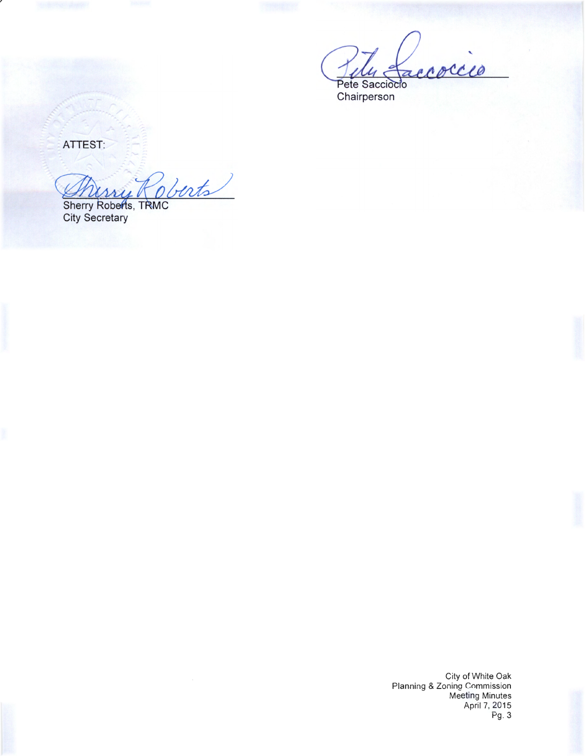Pete Sacciocio
Chairperson

ATTEST:

Sherry Roberts, TRMC
City Secretary